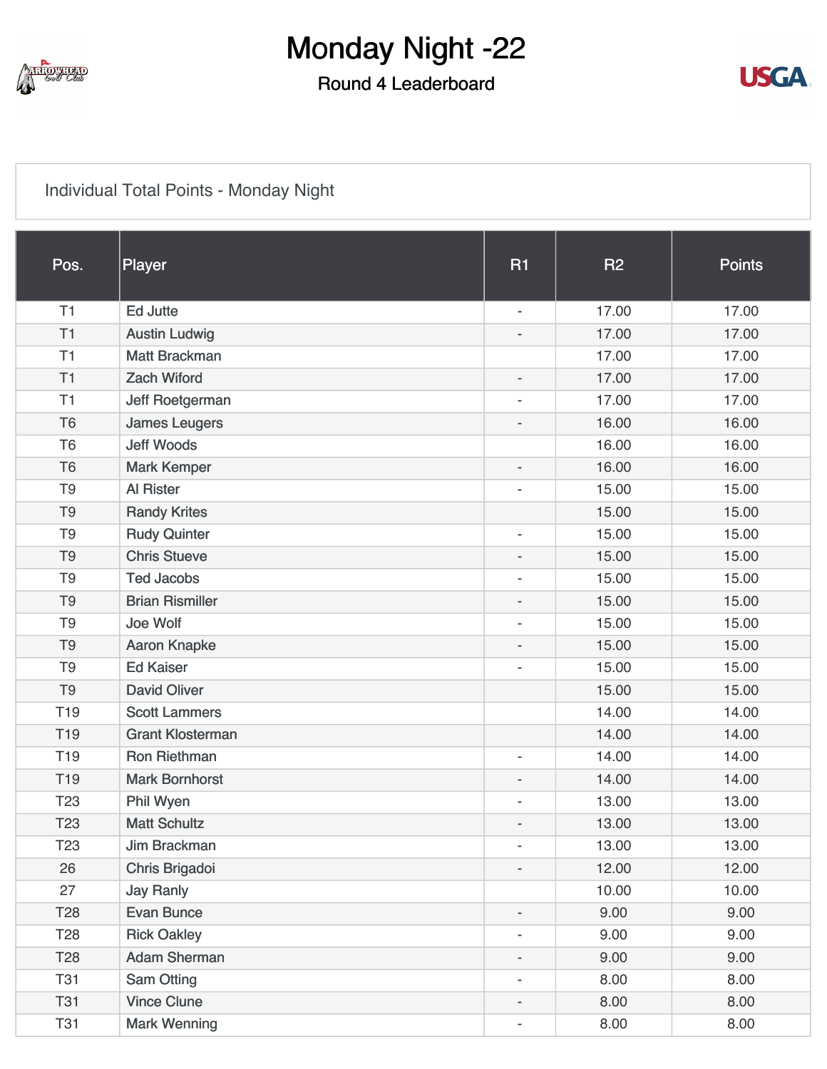# Monday Night -22

## Round 4 Leaderboard

Individual Total Points - Monday Night

| Pos. | Player | R1 | R2 | Points |
|---|---|---|---|---|
| T1 | Ed Jutte | - | 17.00 | 17.00 |
| T1 | Austin Ludwig | - | 17.00 | 17.00 |
| T1 | Matt Brackman | | 17.00 | 17.00 |
| T1 | Zach Wiford | - | 17.00 | 17.00 |
| T1 | Jeff Roetgerman | - | 17.00 | 17.00 |
| T6 | James Leugers | - | 16.00 | 16.00 |
| T6 | Jeff Woods | | 16.00 | 16.00 |
| T6 | Mark Kemper | - | 16.00 | 16.00 |
| T9 | Al Rister | - | 15.00 | 15.00 |
| T9 | Randy Krites | | 15.00 | 15.00 |
| T9 | Rudy Quinter | - | 15.00 | 15.00 |
| T9 | Chris Stueve | - | 15.00 | 15.00 |
| T9 | Ted Jacobs | - | 15.00 | 15.00 |
| T9 | Brian Rismiller | - | 15.00 | 15.00 |
| T9 | Joe Wolf | - | 15.00 | 15.00 |
| T9 | Aaron Knapke | - | 15.00 | 15.00 |
| T9 | Ed Kaiser | - | 15.00 | 15.00 |
| T9 | David Oliver | | 15.00 | 15.00 |
| T19 | Scott Lammers | | 14.00 | 14.00 |
| T19 | Grant Klosterman | | 14.00 | 14.00 |
| T19 | Ron Riethman | - | 14.00 | 14.00 |
| T19 | Mark Bornhorst | - | 14.00 | 14.00 |
| T23 | Phil Wyen | - | 13.00 | 13.00 |
| T23 | Matt Schultz | - | 13.00 | 13.00 |
| T23 | Jim Brackman | - | 13.00 | 13.00 |
| 26 | Chris Brigadoi | - | 12.00 | 12.00 |
| 27 | Jay Ranly | | 10.00 | 10.00 |
| T28 | Evan Bunce | - | 9.00 | 9.00 |
| T28 | Rick Oakley | - | 9.00 | 9.00 |
| T28 | Adam Sherman | - | 9.00 | 9.00 |
| T31 | Sam Otting | - | 8.00 | 8.00 |
| T31 | Vince Clune | - | 8.00 | 8.00 |
| T31 | Mark Wenning | - | 8.00 | 8.00 |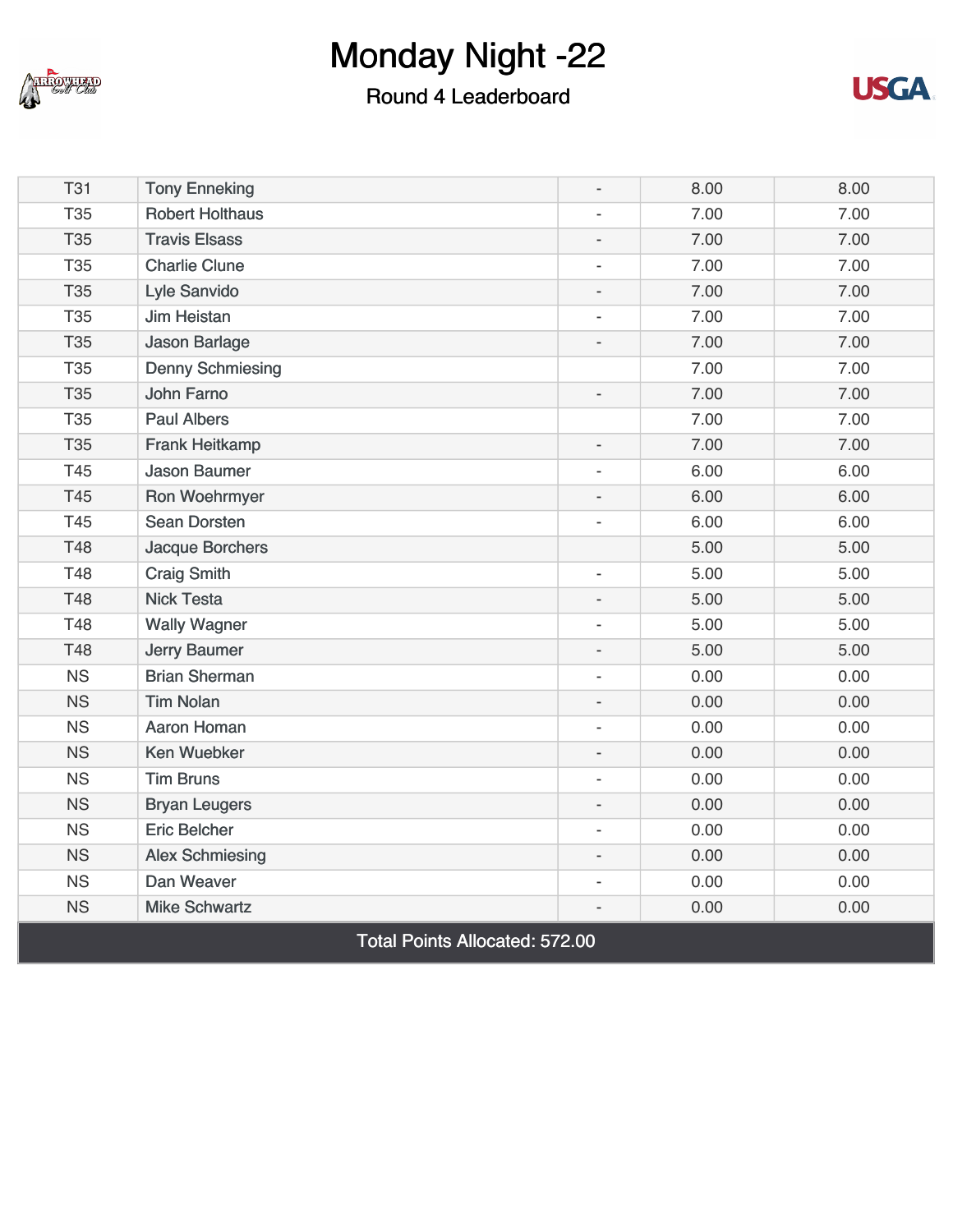# Monday Night -22

## Round 4 Leaderboard

| | | | | |
|---|---|---|---|---|
| T31 | Tony Enneking | - | 8.00 | 8.00 |
| T35 | Robert Holthaus | - | 7.00 | 7.00 |
| T35 | Travis Elsass | - | 7.00 | 7.00 |
| T35 | Charlie Clune | - | 7.00 | 7.00 |
| T35 | Lyle Sanvido | - | 7.00 | 7.00 |
| T35 | Jim Heistan | - | 7.00 | 7.00 |
| T35 | Jason Barlage | - | 7.00 | 7.00 |
| T35 | Denny Schmiesing | | 7.00 | 7.00 |
| T35 | John Farno | - | 7.00 | 7.00 |
| T35 | Paul Albers | | 7.00 | 7.00 |
| T35 | Frank Heitkamp | - | 7.00 | 7.00 |
| T45 | Jason Baumer | - | 6.00 | 6.00 |
| T45 | Ron Woehrmyer | - | 6.00 | 6.00 |
| T45 | Sean Dorsten | - | 6.00 | 6.00 |
| T48 | Jacque Borchers | | 5.00 | 5.00 |
| T48 | Craig Smith | - | 5.00 | 5.00 |
| T48 | Nick Testa | - | 5.00 | 5.00 |
| T48 | Wally Wagner | - | 5.00 | 5.00 |
| T48 | Jerry Baumer | - | 5.00 | 5.00 |
| NS | Brian Sherman | - | 0.00 | 0.00 |
| NS | Tim Nolan | - | 0.00 | 0.00 |
| NS | Aaron Homan | - | 0.00 | 0.00 |
| NS | Ken Wuebker | - | 0.00 | 0.00 |
| NS | Tim Bruns | - | 0.00 | 0.00 |
| NS | Bryan Leugers | - | 0.00 | 0.00 |
| NS | Eric Belcher | - | 0.00 | 0.00 |
| NS | Alex Schmiesing | - | 0.00 | 0.00 |
| NS | Dan Weaver | - | 0.00 | 0.00 |
| NS | Mike Schwartz | - | 0.00 | 0.00 |

**Total Points Allocated: 572.00**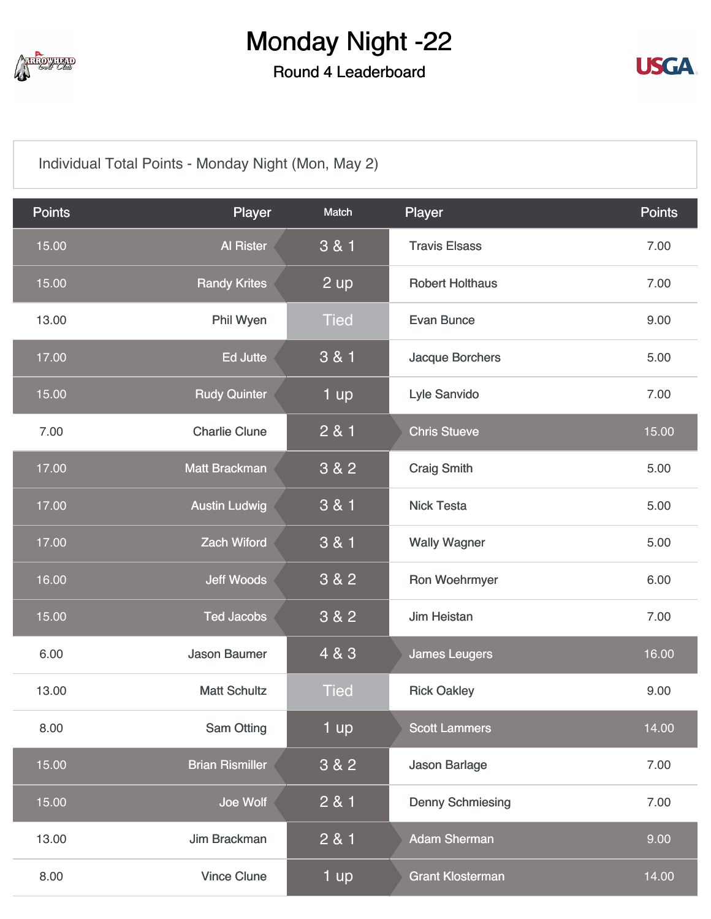# Monday Night -22

## Round 4 Leaderboard

Individual Total Points - Monday Night (Mon, May 2)

| Points | Player | Match | Player | Points |
|---|---|---|---|---|
| 15.00 | Al Rister | 3 & 1 | Travis Elsass | 7.00 |
| 15.00 | Randy Krites | 2 up | Robert Holthaus | 7.00 |
| 13.00 | Phil Wyen | Tied | Evan Bunce | 9.00 |
| 17.00 | Ed Jutte | 3 & 1 | Jacque Borchers | 5.00 |
| 15.00 | Rudy Quinter | 1 up | Lyle Sanvido | 7.00 |
| 7.00 | Charlie Clune | 2 & 1 | Chris Stueve | 15.00 |
| 17.00 | Matt Brackman | 3 & 2 | Craig Smith | 5.00 |
| 17.00 | Austin Ludwig | 3 & 1 | Nick Testa | 5.00 |
| 17.00 | Zach Wiford | 3 & 1 | Wally Wagner | 5.00 |
| 16.00 | Jeff Woods | 3 & 2 | Ron Woehrmyer | 6.00 |
| 15.00 | Ted Jacobs | 3 & 2 | Jim Heistan | 7.00 |
| 6.00 | Jason Baumer | 4 & 3 | James Leugers | 16.00 |
| 13.00 | Matt Schultz | Tied | Rick Oakley | 9.00 |
| 8.00 | Sam Otting | 1 up | Scott Lammers | 14.00 |
| 15.00 | Brian Rismiller | 3 & 2 | Jason Barlage | 7.00 |
| 15.00 | Joe Wolf | 2 & 1 | Denny Schmiesing | 7.00 |
| 13.00 | Jim Brackman | 2 & 1 | Adam Sherman | 9.00 |
| 8.00 | Vince Clune | 1 up | Grant Klosterman | 14.00 |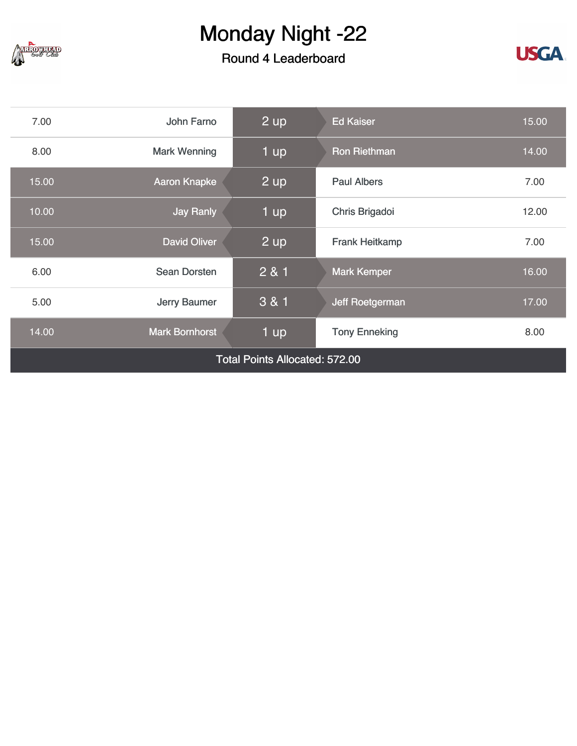# Monday Night -22

## Round 4 Leaderboard

| Points | Player | Result | Player | Points |
|---|---|---|---|---|
| 7.00 | John Farno | 2 up | Ed Kaiser | 15.00 |
| 8.00 | Mark Wenning | 1 up | Ron Riethman | 14.00 |
| 15.00 | Aaron Knapke | 2 up | Paul Albers | 7.00 |
| 10.00 | Jay Ranly | 1 up | Chris Brigadoi | 12.00 |
| 15.00 | David Oliver | 2 up | Frank Heitkamp | 7.00 |
| 6.00 | Sean Dorsten | 2 & 1 | Mark Kemper | 16.00 |
| 5.00 | Jerry Baumer | 3 & 1 | Jeff Roetgerman | 17.00 |
| 14.00 | Mark Bornhorst | 1 up | Tony Enneking | 8.00 |
| Total Points Allocated: 572.00 | | | | |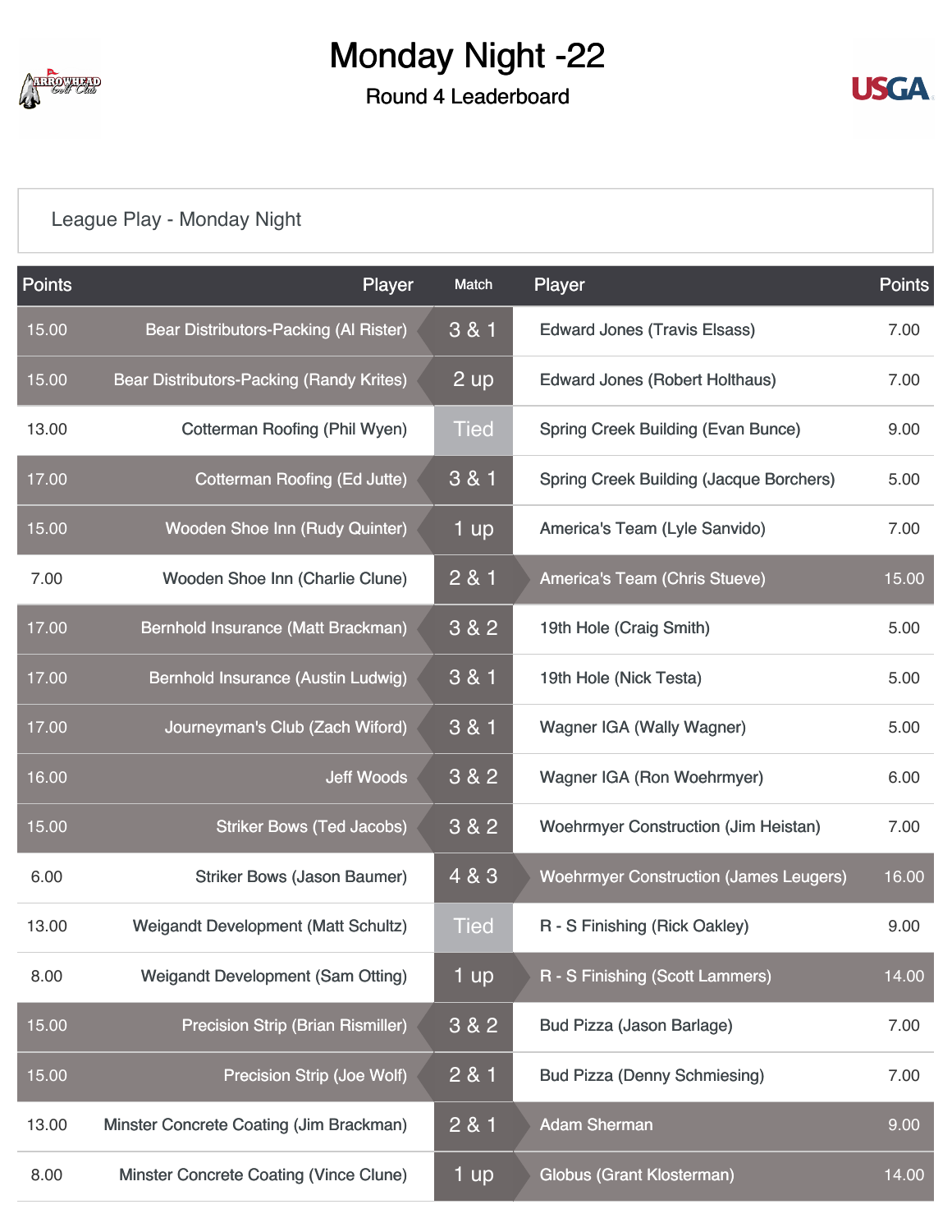# Monday Night -22

## Round 4 Leaderboard

League Play - Monday Night

| Points | Player | Match | Player | Points |
|---|---|---|---|---|
| 15.00 | Bear Distributors-Packing (Al Rister) | 3 & 1 | Edward Jones (Travis Elsass) | 7.00 |
| 15.00 | Bear Distributors-Packing (Randy Krites) | 2 up | Edward Jones (Robert Holthaus) | 7.00 |
| 13.00 | Cotterman Roofing (Phil Wyen) | Tied | Spring Creek Building (Evan Bunce) | 9.00 |
| 17.00 | Cotterman Roofing (Ed Jutte) | 3 & 1 | Spring Creek Building (Jacque Borchers) | 5.00 |
| 15.00 | Wooden Shoe Inn (Rudy Quinter) | 1 up | America's Team (Lyle Sanvido) | 7.00 |
| 7.00 | Wooden Shoe Inn (Charlie Clune) | 2 & 1 | America's Team (Chris Stueve) | 15.00 |
| 17.00 | Bernhold Insurance (Matt Brackman) | 3 & 2 | 19th Hole (Craig Smith) | 5.00 |
| 17.00 | Bernhold Insurance (Austin Ludwig) | 3 & 1 | 19th Hole (Nick Testa) | 5.00 |
| 17.00 | Journeyman's Club (Zach Wiford) | 3 & 1 | Wagner IGA (Wally Wagner) | 5.00 |
| 16.00 | Jeff Woods | 3 & 2 | Wagner IGA (Ron Woehrmyer) | 6.00 |
| 15.00 | Striker Bows (Ted Jacobs) | 3 & 2 | Woehrmyer Construction (Jim Heistan) | 7.00 |
| 6.00 | Striker Bows (Jason Baumer) | 4 & 3 | Woehrmyer Construction (James Leugers) | 16.00 |
| 13.00 | Weigandt Development (Matt Schultz) | Tied | R - S Finishing (Rick Oakley) | 9.00 |
| 8.00 | Weigandt Development (Sam Otting) | 1 up | R - S Finishing (Scott Lammers) | 14.00 |
| 15.00 | Precision Strip (Brian Rismiller) | 3 & 2 | Bud Pizza (Jason Barlage) | 7.00 |
| 15.00 | Precision Strip (Joe Wolf) | 2 & 1 | Bud Pizza (Denny Schmiesing) | 7.00 |
| 13.00 | Minster Concrete Coating (Jim Brackman) | 2 & 1 | Adam Sherman | 9.00 |
| 8.00 | Minster Concrete Coating (Vince Clune) | 1 up | Globus (Grant Klosterman) | 14.00 |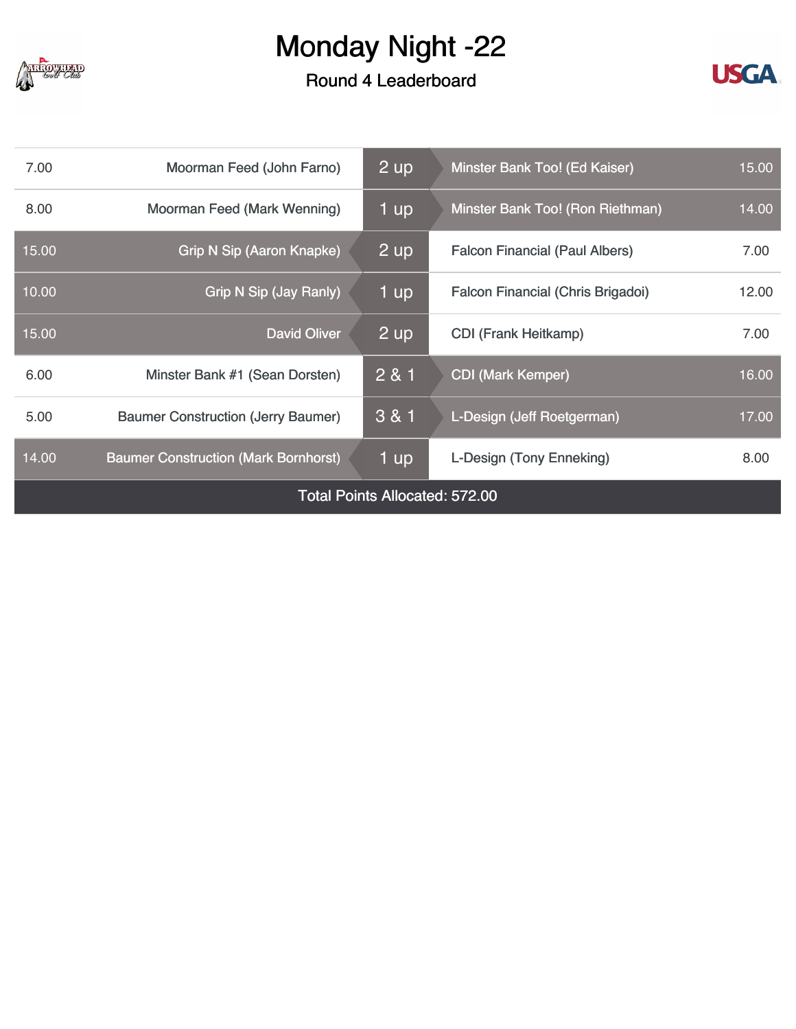# Monday Night -22

## Round 4 Leaderboard

| Points | Player | Result | Player | Points |
|---|---|---|---|---|
| 7.00 | Moorman Feed (John Farno) | 2 up | Minster Bank Too! (Ed Kaiser) | 15.00 |
| 8.00 | Moorman Feed (Mark Wenning) | 1 up | Minster Bank Too! (Ron Riethman) | 14.00 |
| 15.00 | Grip N Sip (Aaron Knapke) | 2 up | Falcon Financial (Paul Albers) | 7.00 |
| 10.00 | Grip N Sip (Jay Ranly) | 1 up | Falcon Financial (Chris Brigadoi) | 12.00 |
| 15.00 | David Oliver | 2 up | CDI (Frank Heitkamp) | 7.00 |
| 6.00 | Minster Bank #1 (Sean Dorsten) | 2 & 1 | CDI (Mark Kemper) | 16.00 |
| 5.00 | Baumer Construction (Jerry Baumer) | 3 & 1 | L-Design (Jeff Roetgerman) | 17.00 |
| 14.00 | Baumer Construction (Mark Bornhorst) | 1 up | L-Design (Tony Enneking) | 8.00 |

Total Points Allocated: 572.00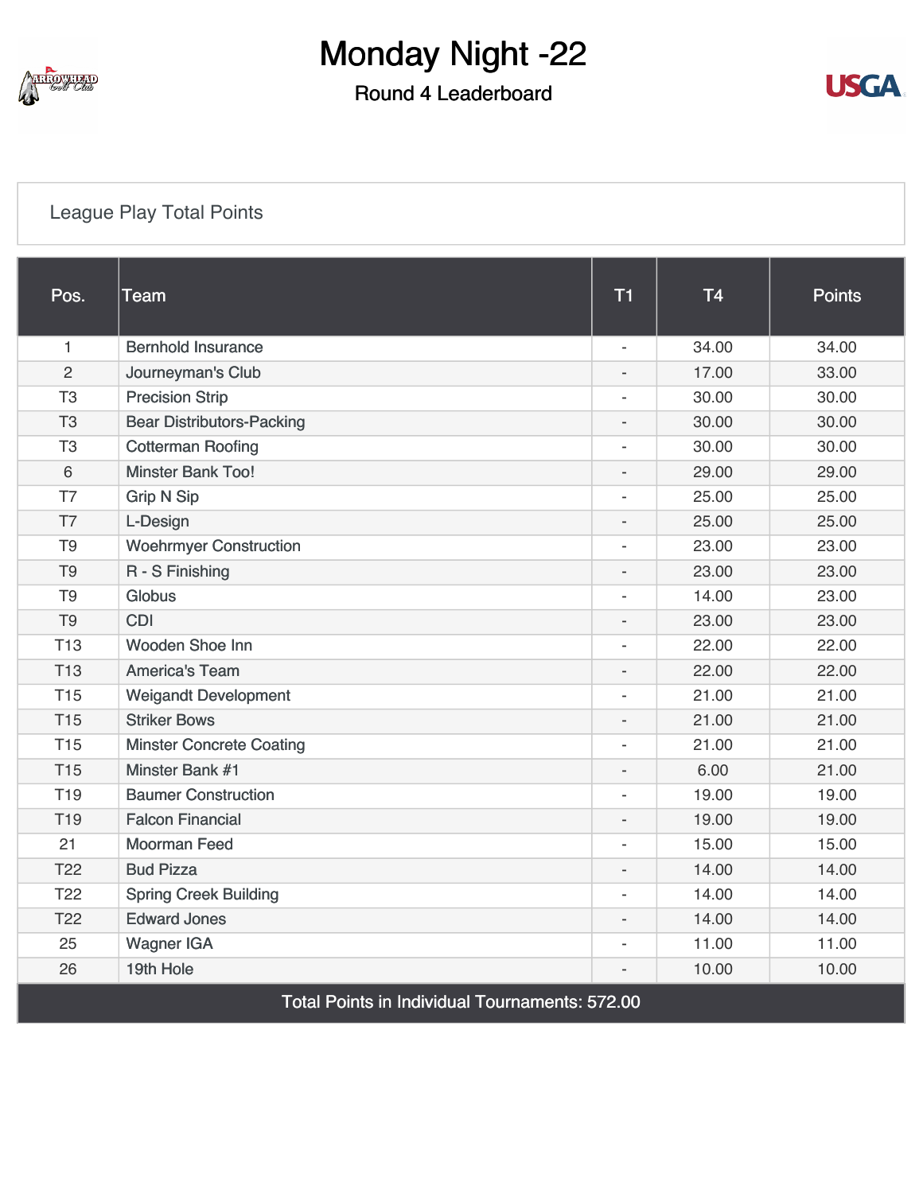# Monday Night -22

## Round 4 Leaderboard

League Play Total Points

| Pos. | Team | T1 | T4 | Points |
|---|---|---|---|---|
| 1 | Bernhold Insurance | - | 34.00 | 34.00 |
| 2 | Journeyman's Club | - | 17.00 | 33.00 |
| T3 | Precision Strip | - | 30.00 | 30.00 |
| T3 | Bear Distributors-Packing | - | 30.00 | 30.00 |
| T3 | Cotterman Roofing | - | 30.00 | 30.00 |
| 6 | Minster Bank Too! | - | 29.00 | 29.00 |
| T7 | Grip N Sip | - | 25.00 | 25.00 |
| T7 | L-Design | - | 25.00 | 25.00 |
| T9 | Woehrmyer Construction | - | 23.00 | 23.00 |
| T9 | R - S Finishing | - | 23.00 | 23.00 |
| T9 | Globus | - | 14.00 | 23.00 |
| T9 | CDI | - | 23.00 | 23.00 |
| T13 | Wooden Shoe Inn | - | 22.00 | 22.00 |
| T13 | America's Team | - | 22.00 | 22.00 |
| T15 | Weigandt Development | - | 21.00 | 21.00 |
| T15 | Striker Bows | - | 21.00 | 21.00 |
| T15 | Minster Concrete Coating | - | 21.00 | 21.00 |
| T15 | Minster Bank #1 | - | 6.00 | 21.00 |
| T19 | Baumer Construction | - | 19.00 | 19.00 |
| T19 | Falcon Financial | - | 19.00 | 19.00 |
| 21 | Moorman Feed | - | 15.00 | 15.00 |
| T22 | Bud Pizza | - | 14.00 | 14.00 |
| T22 | Spring Creek Building | - | 14.00 | 14.00 |
| T22 | Edward Jones | - | 14.00 | 14.00 |
| 25 | Wagner IGA | - | 11.00 | 11.00 |
| 26 | 19th Hole | - | 10.00 | 10.00 |

Total Points in Individual Tournaments: 572.00